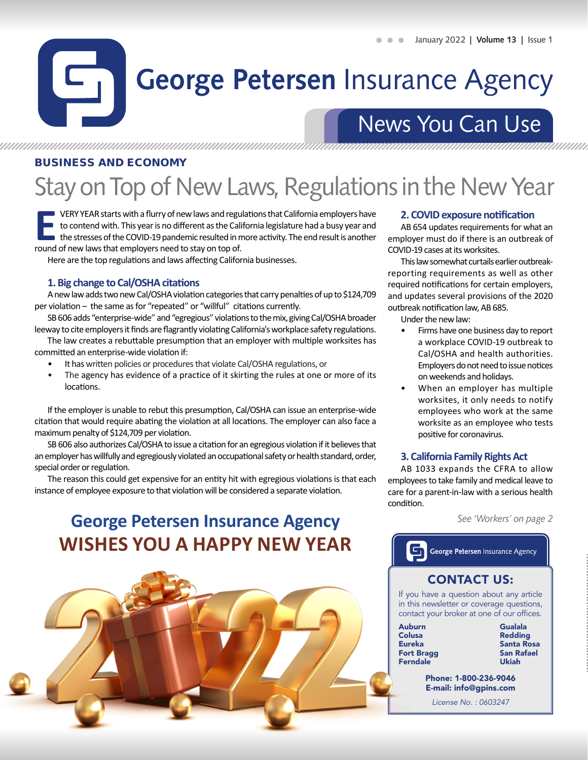# George Petersen Insurance Agency

## News You Can Use

January 2022 | **Volume 13** | Issue 1

**BUSINESS AND ECONOMY**

# Stay on Top of New Laws, Regulations in the New Year

EVERY YEAR starts with a flurry of new laws and regulations that California employers have to contend with. This year is no different as the California legislature had a busy year and the stresses of the COVID-19 pandemic resulted in more activity. The end result is another round of new laws that employers need to stay on top of.

Here are the top regulations and laws affecting California businesses.

### 1. Big change to Cal/OSHA citations

A new law adds two new Cal/OSHA violation categories that carry penalties of up to $124,709 per violation – the same as for "repeated" or "willful" citations currently.

SB 606 adds "enterprise-wide" and "egregious" violations to the mix, giving Cal/OSHA broader leeway to cite employers it finds are flagrantly violating California's workplace safety regulations.

The law creates a rebuttable presumption that an employer with multiple worksites has committed an enterprise-wide violation if:

- It has written policies or procedures that violate Cal/OSHA regulations, or
- The agency has evidence of a practice of it skirting the rules at one or more of its locations.

If the employer is unable to rebut this presumption, Cal/OSHA can issue an enterprise-wide citation that would require abating the violation at all locations. The employer can also face a maximum penalty of $124,709 per violation.

SB 606 also authorizes Cal/OSHA to issue a citation for an egregious violation if it believes that an employer has willfully and egregiously violated an occupational safety or health standard, order, special order or regulation.

The reason this could get expensive for an entity hit with egregious violations is that each instance of employee exposure to that violation will be considered a separate violation.

### 2. COVID exposure notification

AB 654 updates requirements for what an employer must do if there is an outbreak of COVID-19 cases at its worksites.

This law somewhat curtails earlier outbreak-reporting requirements as well as other required notifications for certain employers, and updates several provisions of the 2020 outbreak notification law, AB 685.

Under the new law:

- Firms have one business day to report a workplace COVID-19 outbreak to Cal/OSHA and health authorities. Employers do not need to issue notices on weekends and holidays.
- When an employer has multiple worksites, it only needs to notify employees who work at the same worksite as an employee who tests positive for coronavirus.

### 3. California Family Rights Act

AB 1033 expands the CFRA to allow employees to take family and medical leave to care for a parent-in-law with a serious health condition.

*See 'Workers' on page 2*

## George Petersen Insurance Agency
## WISHES YOU A HAPPY NEW YEAR

---

George Petersen Insurance Agency

**CONTACT US:**

If you have a question about any article in this newsletter or coverage questions, contact your broker at one of our offices.

| | |
|---|---|
| **Auburn** | **Gualala** |
| **Colusa** | **Redding** |
| **Eureka** | **Santa Rosa** |
| **Fort Bragg** | **San Rafael** |
| **Ferndale** | **Ukiah** |

**Phone: 1-800-236-9046**
**E-mail: info@gpins.com**

*License No. : 0603247*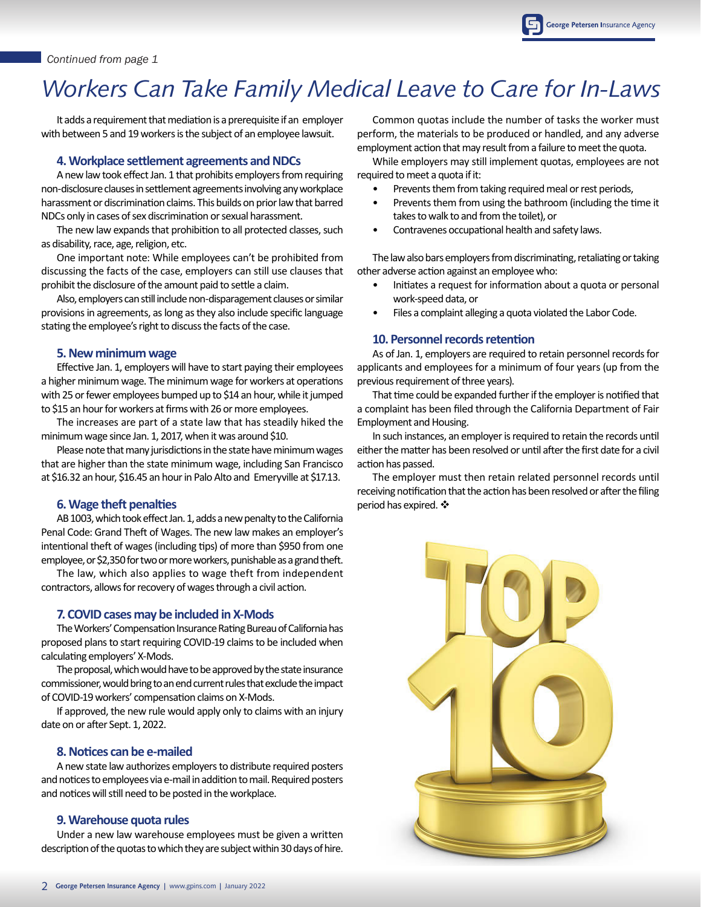*Continued from page 1*

# Workers Can Take Family Medical Leave to Care for In-Laws

It adds a requirement that mediation is a prerequisite if an employer with between 5 and 19 workers is the subject of an employee lawsuit.

## 4. Workplace settlement agreements and NDCs

A new law took effect Jan. 1 that prohibits employers from requiring non-disclosure clauses in settlement agreements involving any workplace harassment or discrimination claims. This builds on prior law that barred NDCs only in cases of sex discrimination or sexual harassment.

The new law expands that prohibition to all protected classes, such as disability, race, age, religion, etc.

One important note: While employees can't be prohibited from discussing the facts of the case, employers can still use clauses that prohibit the disclosure of the amount paid to settle a claim.

Also, employers can still include non-disparagement clauses or similar provisions in agreements, as long as they also include specific language stating the employee's right to discuss the facts of the case.

## 5. New minimum wage

Effective Jan. 1, employers will have to start paying their employees a higher minimum wage. The minimum wage for workers at operations with 25 or fewer employees bumped up to $14 an hour, while it jumped to $15 an hour for workers at firms with 26 or more employees.

The increases are part of a state law that has steadily hiked the minimum wage since Jan. 1, 2017, when it was around $10.

Please note that many jurisdictions in the state have minimum wages that are higher than the state minimum wage, including San Francisco at $16.32 an hour, $16.45 an hour in Palo Alto and Emeryville at $17.13.

## 6. Wage theft penalties

AB 1003, which took effect Jan. 1, adds a new penalty to the California Penal Code: Grand Theft of Wages. The new law makes an employer's intentional theft of wages (including tips) of more than $950 from one employee, or $2,350 for two or more workers, punishable as a grand theft.

The law, which also applies to wage theft from independent contractors, allows for recovery of wages through a civil action.

## 7. COVID cases may be included in X-Mods

The Workers' Compensation Insurance Rating Bureau of California has proposed plans to start requiring COVID-19 claims to be included when calculating employers' X-Mods.

The proposal, which would have to be approved by the state insurance commissioner, would bring to an end current rules that exclude the impact of COVID-19 workers' compensation claims on X-Mods.

If approved, the new rule would apply only to claims with an injury date on or after Sept. 1, 2022.

## 8. Notices can be e-mailed

A new state law authorizes employers to distribute required posters and notices to employees via e-mail in addition to mail. Required posters and notices will still need to be posted in the workplace.

## 9. Warehouse quota rules

Under a new law warehouse employees must be given a written description of the quotas to which they are subject within 30 days of hire.

Common quotas include the number of tasks the worker must perform, the materials to be produced or handled, and any adverse employment action that may result from a failure to meet the quota.

While employers may still implement quotas, employees are not required to meet a quota if it:

- Prevents them from taking required meal or rest periods,
- Prevents them from using the bathroom (including the time it takes to walk to and from the toilet), or
- Contravenes occupational health and safety laws.

The law also bars employers from discriminating, retaliating or taking other adverse action against an employee who:

- Initiates a request for information about a quota or personal work-speed data, or
- Files a complaint alleging a quota violated the Labor Code.

## 10. Personnel records retention

As of Jan. 1, employers are required to retain personnel records for applicants and employees for a minimum of four years (up from the previous requirement of three years).

That time could be expanded further if the employer is notified that a complaint has been filed through the California Department of Fair Employment and Housing.

In such instances, an employer is required to retain the records until either the matter has been resolved or until after the first date for a civil action has passed.

The employer must then retain related personnel records until receiving notification that the action has been resolved or after the filing period has expired. ❖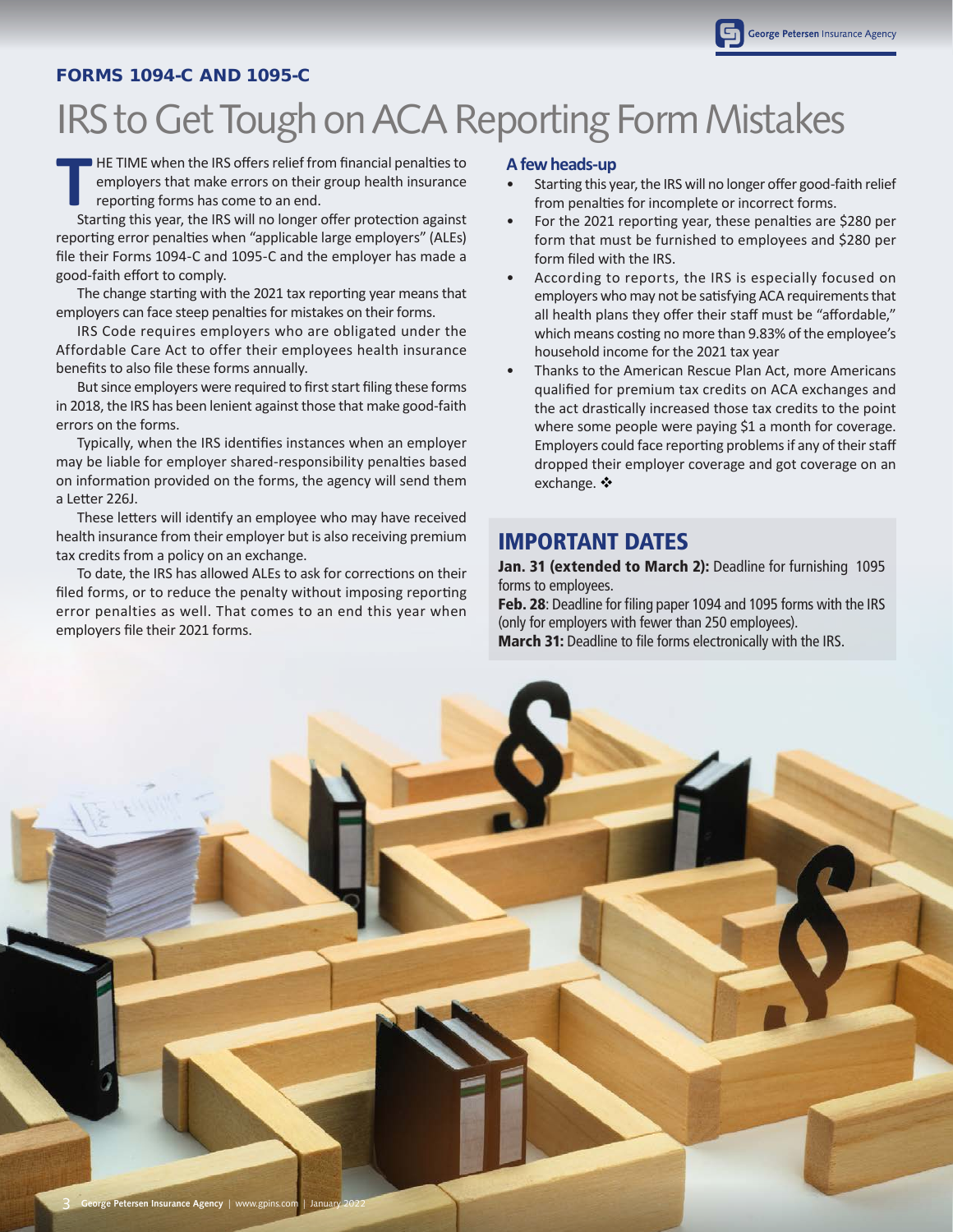## FORMS 1094-C AND 1095-C

# IRS to Get Tough on ACA Reporting Form Mistakes

THE TIME when the IRS offers relief from financial penalties to employers that make errors on their group health insurance reporting forms has come to an end.

Starting this year, the IRS will no longer offer protection against reporting error penalties when "applicable large employers" (ALEs) file their Forms 1094-C and 1095-C and the employer has made a good-faith effort to comply.

The change starting with the 2021 tax reporting year means that employers can face steep penalties for mistakes on their forms.

IRS Code requires employers who are obligated under the Affordable Care Act to offer their employees health insurance benefits to also file these forms annually.

But since employers were required to first start filing these forms in 2018, the IRS has been lenient against those that make good-faith errors on the forms.

Typically, when the IRS identifies instances when an employer may be liable for employer shared-responsibility penalties based on information provided on the forms, the agency will send them a Letter 226J.

These letters will identify an employee who may have received health insurance from their employer but is also receiving premium tax credits from a policy on an exchange.

To date, the IRS has allowed ALEs to ask for corrections on their filed forms, or to reduce the penalty without imposing reporting error penalties as well. That comes to an end this year when employers file their 2021 forms.

### A few heads-up

- Starting this year, the IRS will no longer offer good-faith relief from penalties for incomplete or incorrect forms.
- For the 2021 reporting year, these penalties are $280 per form that must be furnished to employees and $280 per form filed with the IRS.
- According to reports, the IRS is especially focused on employers who may not be satisfying ACA requirements that all health plans they offer their staff must be "affordable," which means costing no more than 9.83% of the employee's household income for the 2021 tax year
- Thanks to the American Rescue Plan Act, more Americans qualified for premium tax credits on ACA exchanges and the act drastically increased those tax credits to the point where some people were paying $1 a month for coverage. Employers could face reporting problems if any of their staff dropped their employer coverage and got coverage on an exchange. ❖

## IMPORTANT DATES

**Jan. 31 (extended to March 2):** Deadline for furnishing 1095 forms to employees.

**Feb. 28**: Deadline for filing paper 1094 and 1095 forms with the IRS (only for employers with fewer than 250 employees).

**March 31:** Deadline to file forms electronically with the IRS.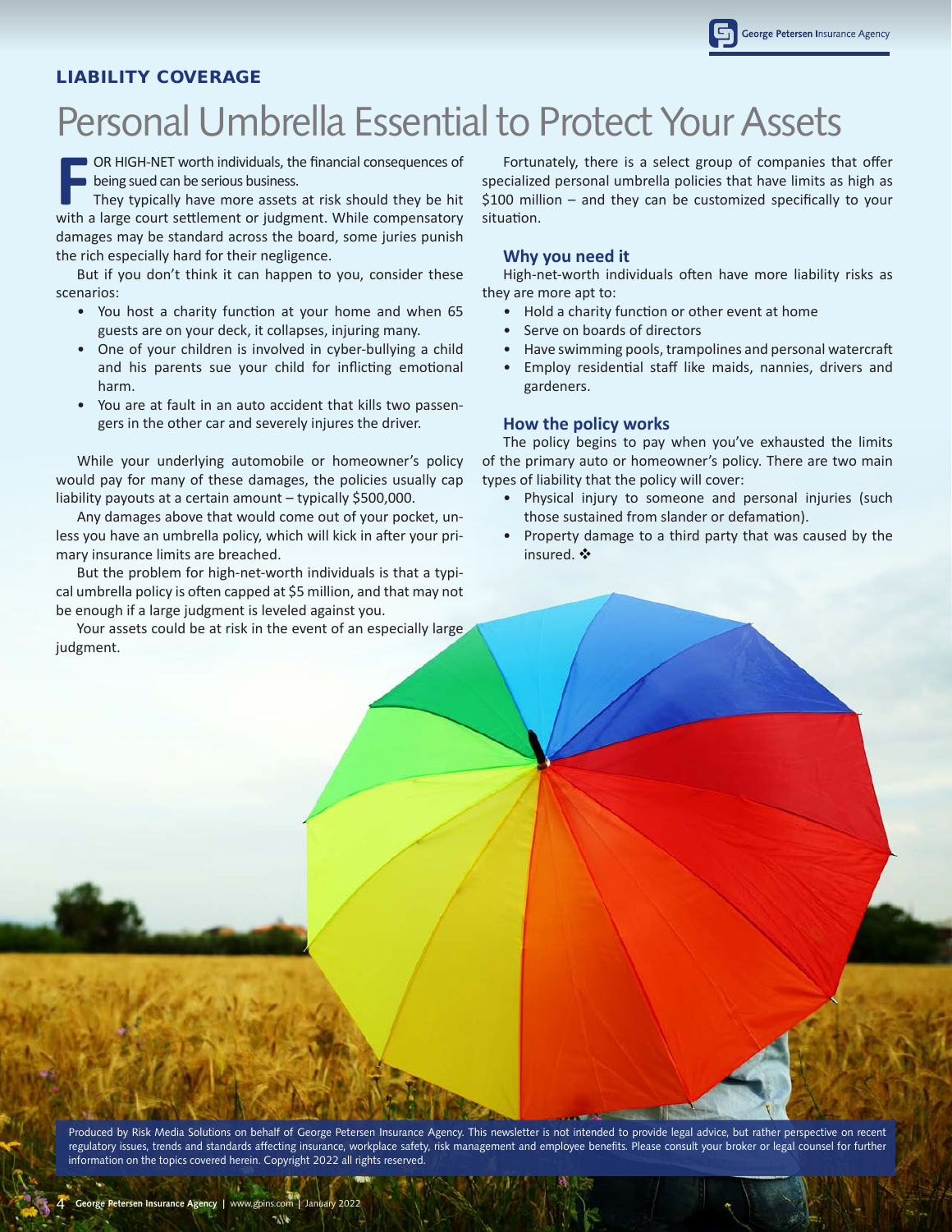LIABILITY COVERAGE

# Personal Umbrella Essential to Protect Your Assets

FOR HIGH-NET worth individuals, the financial consequences of being sued can be serious business.

They typically have more assets at risk should they be hit with a large court settlement or judgment. While compensatory damages may be standard across the board, some juries punish the rich especially hard for their negligence.

But if you don't think it can happen to you, consider these scenarios:

- You host a charity function at your home and when 65 guests are on your deck, it collapses, injuring many.
- One of your children is involved in cyber-bullying a child and his parents sue your child for inflicting emotional harm.
- You are at fault in an auto accident that kills two passengers in the other car and severely injures the driver.

While your underlying automobile or homeowner's policy would pay for many of these damages, the policies usually cap liability payouts at a certain amount – typically $500,000.

Any damages above that would come out of your pocket, unless you have an umbrella policy, which will kick in after your primary insurance limits are breached.

But the problem for high-net-worth individuals is that a typical umbrella policy is often capped at $5 million, and that may not be enough if a large judgment is leveled against you.

Your assets could be at risk in the event of an especially large judgment.

Fortunately, there is a select group of companies that offer specialized personal umbrella policies that have limits as high as $100 million – and they can be customized specifically to your situation.

## Why you need it

High-net-worth individuals often have more liability risks as they are more apt to:

- Hold a charity function or other event at home
- Serve on boards of directors
- Have swimming pools, trampolines and personal watercraft
- Employ residential staff like maids, nannies, drivers and gardeners.

## How the policy works

The policy begins to pay when you've exhausted the limits of the primary auto or homeowner's policy. There are two main types of liability that the policy will cover:

- Physical injury to someone and personal injuries (such those sustained from slander or defamation).
- Property damage to a third party that was caused by the insured. ❖

Produced by Risk Media Solutions on behalf of George Petersen Insurance Agency. This newsletter is not intended to provide legal advice, but rather perspective on recent regulatory issues, trends and standards affecting insurance, workplace safety, risk management and employee benefits. Please consult your broker or legal counsel for further information on the topics covered herein. Copyright 2022 all rights reserved.